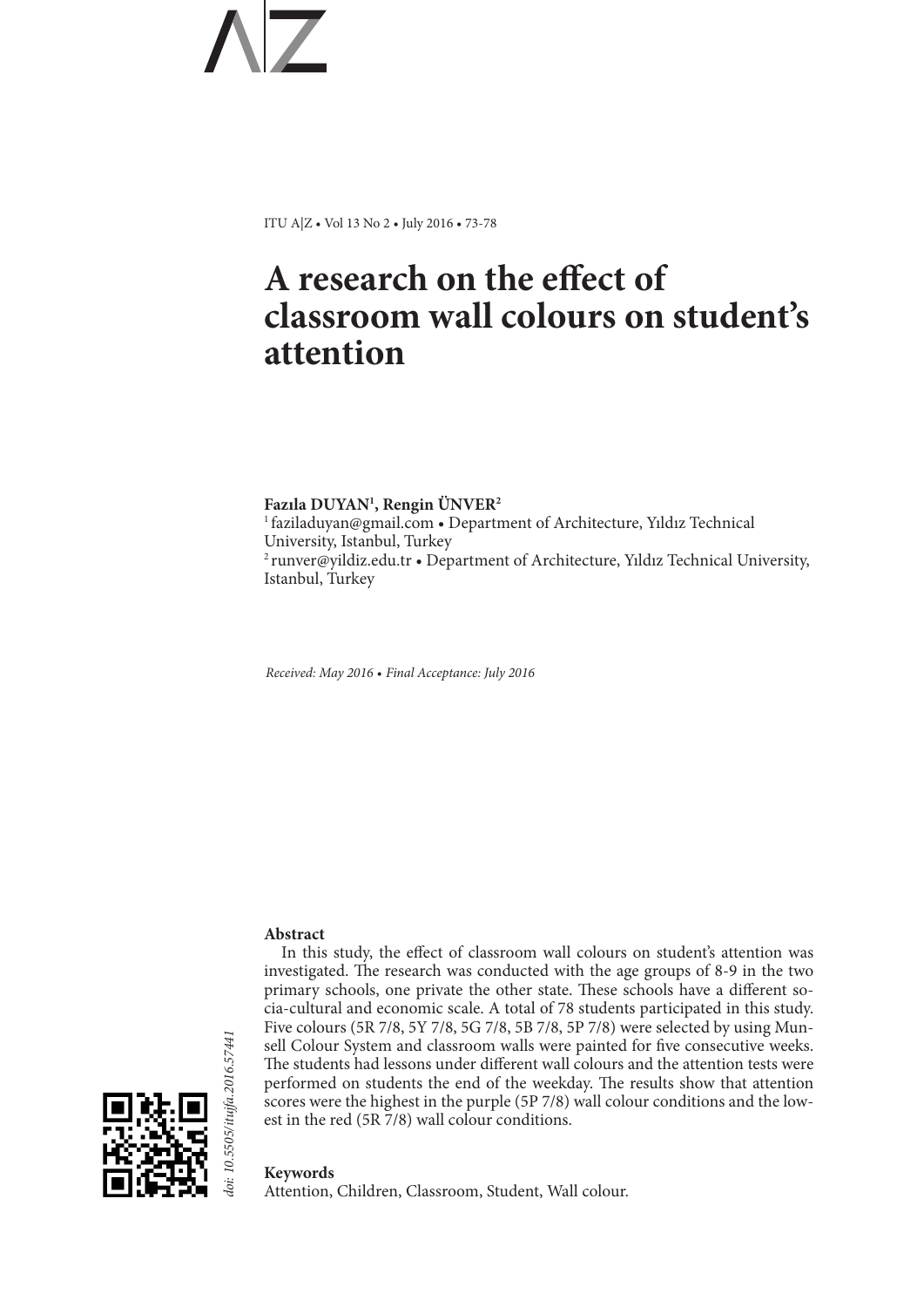# A research on the effect of classroom wall colours on student's attention

**Fazıla DUYAN[1], Rengin ÜNVER[2]**

[1] faziladuyan@gmail.com • Department of Architecture, Yıldız Technical University, Istanbul, Turkey

[2] runver@yildiz.edu.tr • Department of Architecture, Yıldız Technical University, Istanbul, Turkey

*Received: May 2016 • Final Acceptance: July 2016*

doi: 10.5505/itujfa.2016.57441

### Abstract

In this study, the effect of classroom wall colours on student's attention was investigated. The research was conducted with the age groups of 8-9 in the two primary schools, one private the other state. These schools have a different socia-cultural and economic scale. A total of 78 students participated in this study. Five colours (5R 7/8, 5Y 7/8, 5G 7/8, 5B 7/8, 5P 7/8) were selected by using Munsell Colour System and classroom walls were painted for five consecutive weeks. The students had lessons under different wall colours and the attention tests were performed on students the end of the weekday. The results show that attention scores were the highest in the purple (5P 7/8) wall colour conditions and the lowest in the red (5R 7/8) wall colour conditions.

### Keywords

Attention, Children, Classroom, Student, Wall colour.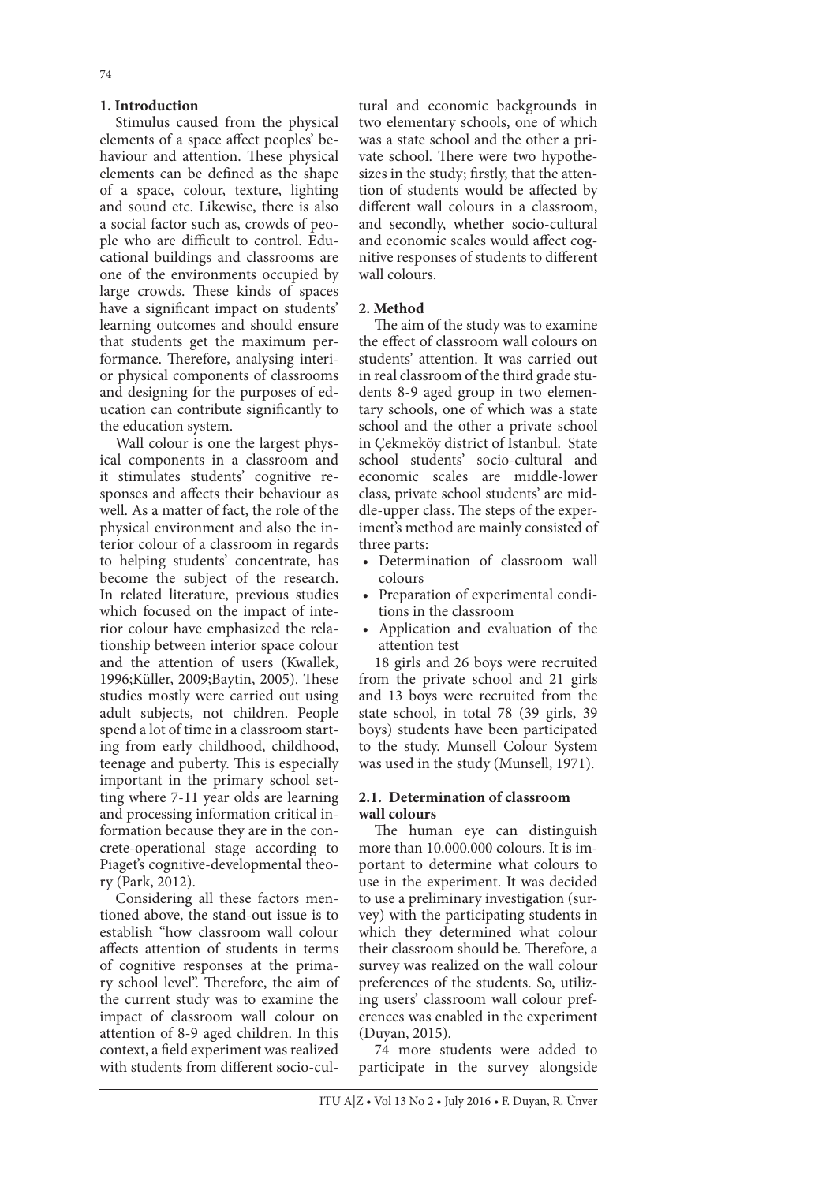## 1. Introduction

Stimulus caused from the physical elements of a space affect peoples' behaviour and attention. These physical elements can be defined as the shape of a space, colour, texture, lighting and sound etc. Likewise, there is also a social factor such as, crowds of people who are difficult to control. Educational buildings and classrooms are one of the environments occupied by large crowds. These kinds of spaces have a significant impact on students' learning outcomes and should ensure that students get the maximum performance. Therefore, analysing interior physical components of classrooms and designing for the purposes of education can contribute significantly to the education system.

Wall colour is one the largest physical components in a classroom and it stimulates students' cognitive responses and affects their behaviour as well. As a matter of fact, the role of the physical environment and also the interior colour of a classroom in regards to helping students' concentrate, has become the subject of the research. In related literature, previous studies which focused on the impact of interior colour have emphasized the relationship between interior space colour and the attention of users (Kwallek, 1996;Küller, 2009;Baytin, 2005). These studies mostly were carried out using adult subjects, not children. People spend a lot of time in a classroom starting from early childhood, childhood, teenage and puberty. This is especially important in the primary school setting where 7-11 year olds are learning and processing information critical information because they are in the concrete-operational stage according to Piaget's cognitive-developmental theory (Park, 2012).

Considering all these factors mentioned above, the stand-out issue is to establish "how classroom wall colour affects attention of students in terms of cognitive responses at the primary school level". Therefore, the aim of the current study was to examine the impact of classroom wall colour on attention of 8-9 aged children. In this context, a field experiment was realized with students from different socio-cultural and economic backgrounds in two elementary schools, one of which was a state school and the other a private school. There were two hypothesizes in the study; firstly, that the attention of students would be affected by different wall colours in a classroom, and secondly, whether socio-cultural and economic scales would affect cognitive responses of students to different wall colours.

## 2. Method

The aim of the study was to examine the effect of classroom wall colours on students' attention. It was carried out in real classroom of the third grade students 8-9 aged group in two elementary schools, one of which was a state school and the other a private school in Çekmeköy district of Istanbul. State school students' socio-cultural and economic scales are middle-lower class, private school students' are middle-upper class. The steps of the experiment's method are mainly consisted of three parts:

- Determination of classroom wall colours
- Preparation of experimental conditions in the classroom
- Application and evaluation of the attention test

18 girls and 26 boys were recruited from the private school and 21 girls and 13 boys were recruited from the state school, in total 78 (39 girls, 39 boys) students have been participated to the study. Munsell Colour System was used in the study (Munsell, 1971).

### 2.1. Determination of classroom wall colours

The human eye can distinguish more than 10.000.000 colours. It is important to determine what colours to use in the experiment. It was decided to use a preliminary investigation (survey) with the participating students in which they determined what colour their classroom should be. Therefore, a survey was realized on the wall colour preferences of the students. So, utilizing users' classroom wall colour preferences was enabled in the experiment (Duyan, 2015).

74 more students were added to participate in the survey alongside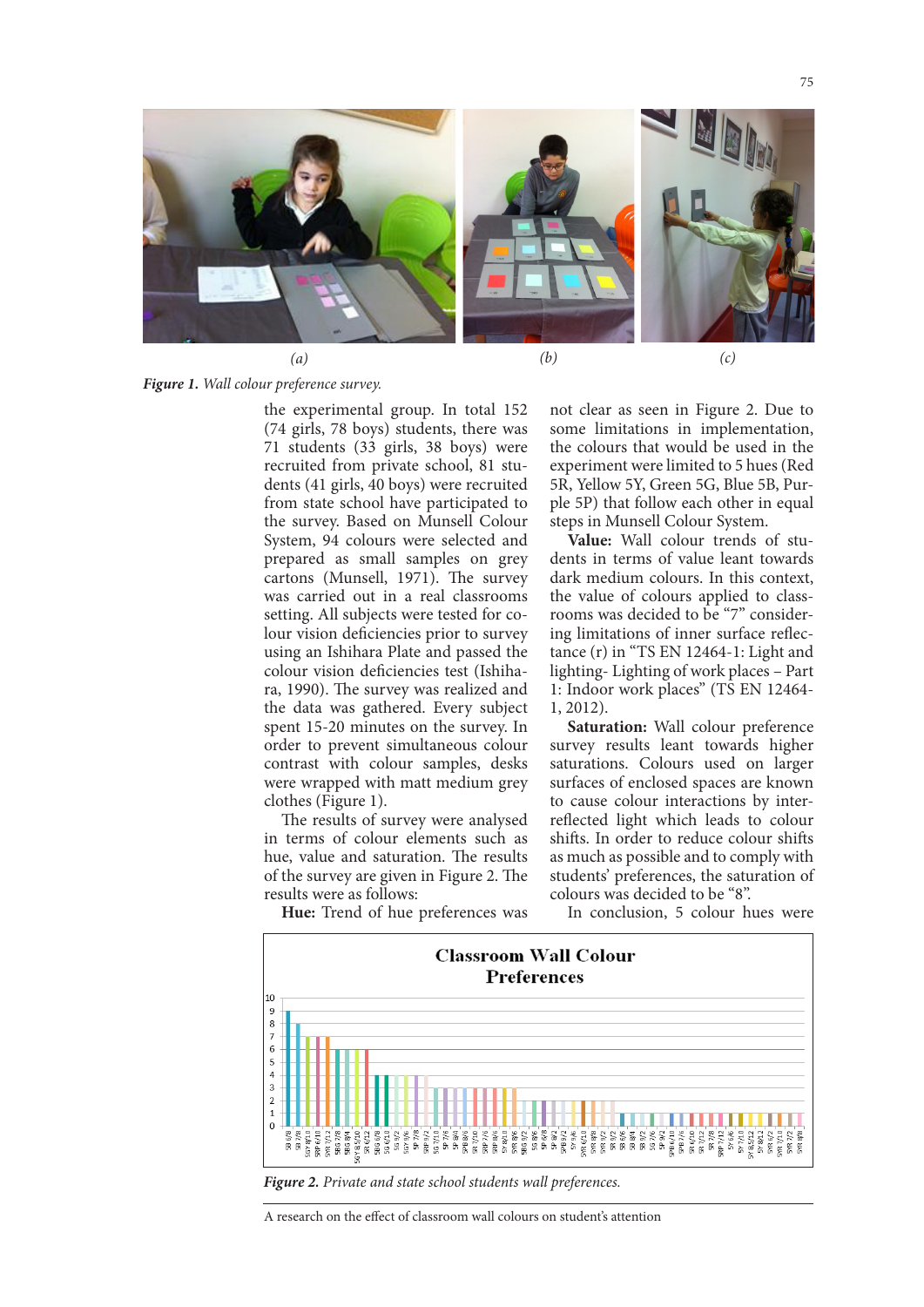*(a)* *(b)* *(c)*

***Figure 1.*** *Wall colour preference survey.*

the experimental group. In total 152 (74 girls, 78 boys) students, there was 71 students (33 girls, 38 boys) were recruited from private school, 81 students (41 girls, 40 boys) were recruited from state school have participated to the survey. Based on Munsell Colour System, 94 colours were selected and prepared as small samples on grey cartons (Munsell, 1971). The survey was carried out in a real classrooms setting. All subjects were tested for colour vision deficiencies prior to survey using an Ishihara Plate and passed the colour vision deficiencies test (Ishihara, 1990). The survey was realized and the data was gathered. Every subject spent 15-20 minutes on the survey. In order to prevent simultaneous colour contrast with colour samples, desks were wrapped with matt medium grey clothes (Figure 1).

The results of survey were analysed in terms of colour elements such as hue, value and saturation. The results of the survey are given in Figure 2. The results were as follows:

**Hue:** Trend of hue preferences was not clear as seen in Figure 2. Due to some limitations in implementation, the colours that would be used in the experiment were limited to 5 hues (Red 5R, Yellow 5Y, Green 5G, Blue 5B, Purple 5P) that follow each other in equal steps in Munsell Colour System.

**Value:** Wall colour trends of students in terms of value leant towards dark medium colours. In this context, the value of colours applied to classrooms was decided to be "7" considering limitations of inner surface reflectance (r) in "TS EN 12464-1: Light and lighting- Lighting of work places – Part 1: Indoor work places" (TS EN 12464-1, 2012).

**Saturation:** Wall colour preference survey results leant towards higher saturations. Colours used on larger surfaces of enclosed spaces are known to cause colour interactions by inter-reflected light which leads to colour shifts. In order to reduce colour shifts as much as possible and to comply with students' preferences, the saturation of colours was decided to be "8".

In conclusion, 5 colour hues were

***Figure 2.*** *Private and state school students wall preferences.*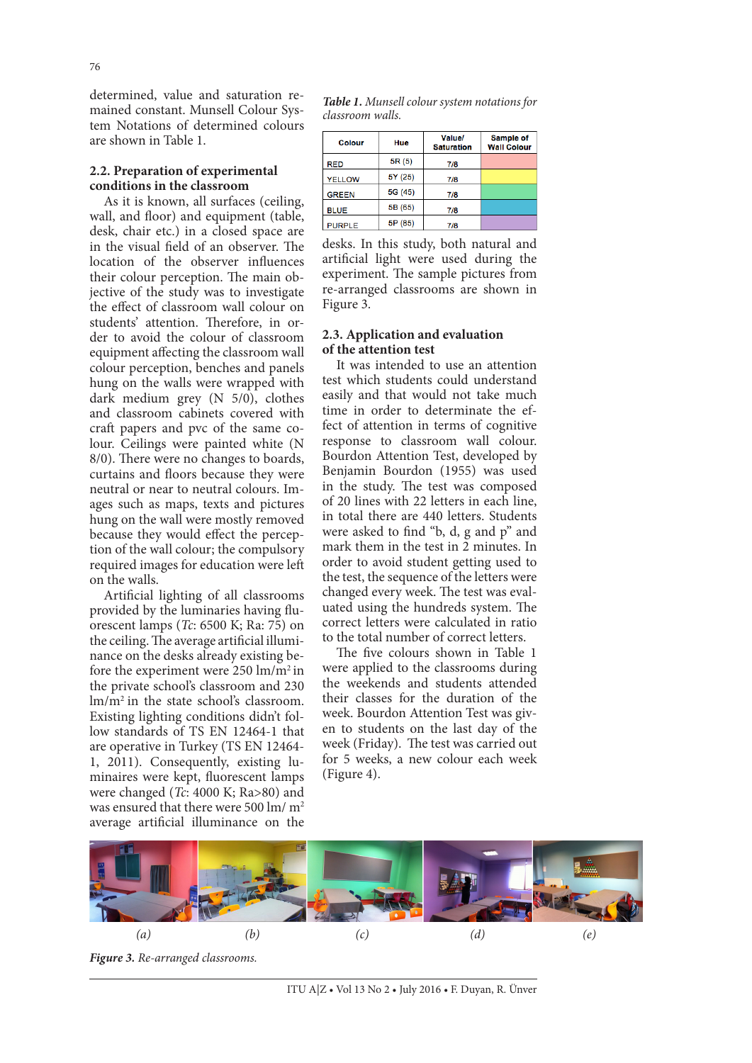determined, value and saturation remained constant. Munsell Colour System Notations of determined colours are shown in Table 1.

### 2.2. Preparation of experimental conditions in the classroom

As it is known, all surfaces (ceiling, wall, and floor) and equipment (table, desk, chair etc.) in a closed space are in the visual field of an observer. The location of the observer influences their colour perception. The main objective of the study was to investigate the effect of classroom wall colour on students' attention. Therefore, in order to avoid the colour of classroom equipment affecting the classroom wall colour perception, benches and panels hung on the walls were wrapped with dark medium grey (N 5/0), clothes and classroom cabinets covered with craft papers and pvc of the same colour. Ceilings were painted white (N 8/0). There were no changes to boards, curtains and floors because they were neutral or near to neutral colours. Images such as maps, texts and pictures hung on the wall were mostly removed because they would effect the perception of the wall colour; the compulsory required images for education were left on the walls.

Artificial lighting of all classrooms provided by the luminaries having fluorescent lamps (*Tc*: 6500 K; Ra: 75) on the ceiling. The average artificial illuminance on the desks already existing before the experiment were 250 lm/m$^2$ in the private school's classroom and 230 lm/m$^2$ in the state school's classroom. Existing lighting conditions didn't follow standards of TS EN 12464-1 that are operative in Turkey (TS EN 12464-1, 2011). Consequently, existing luminaires were kept, fluorescent lamps were changed (*Tc*: 4000 K; Ra>80) and was ensured that there were 500 lm/ m$^2$ average artificial illuminance on the desks. In this study, both natural and artificial light were used during the experiment. The sample pictures from re-arranged classrooms are shown in Figure 3.

***Table 1.*** *Munsell colour system notations for classroom walls.*

| Colour | Hue | Value/ Saturation | Sample of Wall Colour |
|---|---|---|---|
| RED | 5R (5) | 7/8 | |
| YELLOW | 5Y (25) | 7/8 | |
| GREEN | 5G (45) | 7/8 | |
| BLUE | 5B (65) | 7/8 | |
| PURPLE | 5P (85) | 7/8 | |

### 2.3. Application and evaluation of the attention test

It was intended to use an attention test which students could understand easily and that would not take much time in order to determinate the effect of attention in terms of cognitive response to classroom wall colour. Bourdon Attention Test, developed by Benjamin Bourdon (1955) was used in the study. The test was composed of 20 lines with 22 letters in each line, in total there are 440 letters. Students were asked to find "b, d, g and p" and mark them in the test in 2 minutes. In order to avoid student getting used to the test, the sequence of the letters were changed every week. The test was evaluated using the hundreds system. The correct letters were calculated in ratio to the total number of correct letters.

The five colours shown in Table 1 were applied to the classrooms during the weekends and students attended their classes for the duration of the week. Bourdon Attention Test was given to students on the last day of the week (Friday). The test was carried out for 5 weeks, a new colour each week (Figure 4).

(a) (b) (c) (d) (e)

***Figure 3.*** *Re-arranged classrooms.*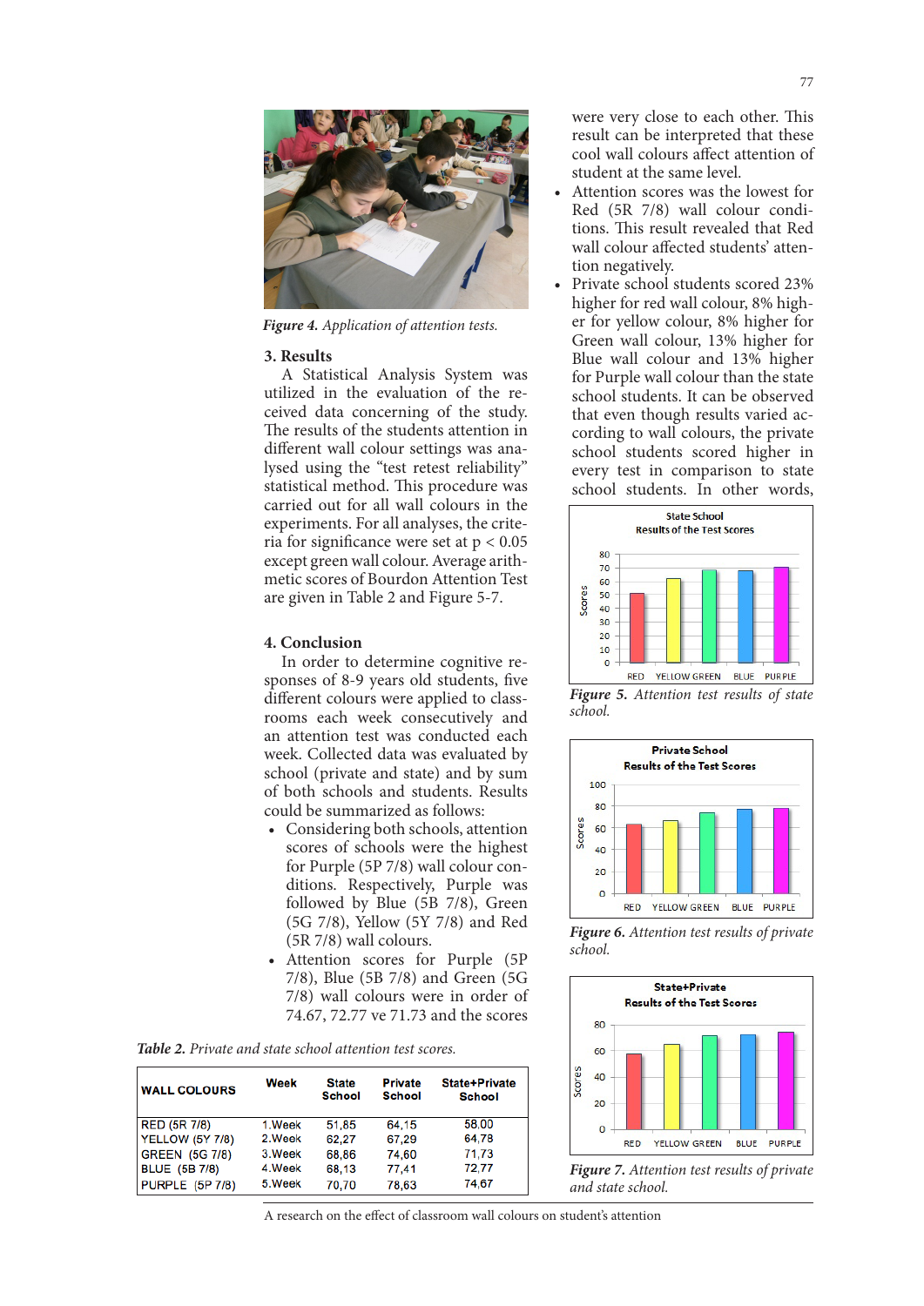*Figure 4. Application of attention tests.*

## 3. Results

A Statistical Analysis System was utilized in the evaluation of the received data concerning of the study. The results of the students attention in different wall colour settings was analysed using the "test retest reliability" statistical method. This procedure was carried out for all wall colours in the experiments. For all analyses, the criteria for significance were set at $p < 0.05$ except green wall colour. Average arithmetic scores of Bourdon Attention Test are given in Table 2 and Figure 5-7.

## 4. Conclusion

In order to determine cognitive responses of 8-9 years old students, five different colours were applied to classrooms each week consecutively and an attention test was conducted each week. Collected data was evaluated by school (private and state) and by sum of both schools and students. Results could be summarized as follows:

- Considering both schools, attention scores of schools were the highest for Purple (5P 7/8) wall colour conditions. Respectively, Purple was followed by Blue (5B 7/8), Green (5G 7/8), Yellow (5Y 7/8) and Red (5R 7/8) wall colours.
- Attention scores for Purple (5P 7/8), Blue (5B 7/8) and Green (5G 7/8) wall colours were in order of 74.67, 72.77 ve 71.73 and the scores were very close to each other. This result can be interpreted that these cool wall colours affect attention of student at the same level.
- Attention scores was the lowest for Red (5R 7/8) wall colour conditions. This result revealed that Red wall colour affected students' attention negatively.
- Private school students scored 23% higher for red wall colour, 8% higher for yellow colour, 8% higher for Green wall colour, 13% higher for Blue wall colour and 13% higher for Purple wall colour than the state school students. It can be observed that even though results varied according to wall colours, the private school students scored higher in every test in comparison to state school students. In other words,

*Table 2. Private and state school attention test scores.*

| WALL COLOURS | Week | State School | Private School | State+Private School |
|---|---|---|---|---|
| RED (5R 7/8) | 1.Week | 51,85 | 64,15 | 58,00 |
| YELLOW (5Y 7/8) | 2.Week | 62,27 | 67,29 | 64,78 |
| GREEN (5G 7/8) | 3.Week | 68,86 | 74,60 | 71,73 |
| BLUE (5B 7/8) | 4.Week | 68,13 | 77,41 | 72,77 |
| PURPLE (5P 7/8) | 5.Week | 70,70 | 78,63 | 74,67 |

*Figure 5. Attention test results of state school.*

*Figure 6. Attention test results of private school.*

*Figure 7. Attention test results of private and state school.*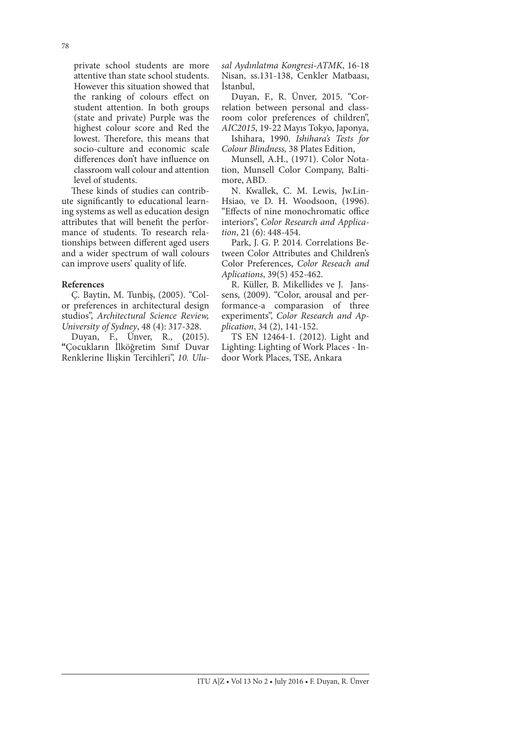private school students are more attentive than state school students. However this situation showed that the ranking of colours effect on student attention. In both groups (state and private) Purple was the highest colour score and Red the lowest. Therefore, this means that socio-culture and economic scale differences don't have influence on classroom wall colour and attention level of students.

These kinds of studies can contribute significantly to educational learning systems as well as education design attributes that will benefit the performance of students. To research relationships between different aged users and a wider spectrum of wall colours can improve users' quality of life.

**References**

Ç. Baytin, M. Tunbiş, (2005). "Color preferences in architectural design studios", *Architectural Science Review, University of Sydney*, 48 (4): 317-328.

Duyan, F., Ünver, R., (2015). "Çocukların İlköğretim Sınıf Duvar Renklerine İlişkin Tercihleri", *10. Ulusal Aydınlatma Kongresi-ATMK*, 16-18 Nisan, ss.131-138, Cenkler Matbaası, İstanbul,

Duyan, F., R. Ünver, 2015. "Correlation between personal and classroom color preferences of children", *AIC2015*, 19-22 Mayıs Tokyo, Japonya,

Ishihara, 1990. *Ishihara's Tests for Colour Blindness,* 38 Plates Edition,

Munsell, A.H., (1971). Color Notation, Munsell Color Company, Baltimore, ABD.

N. Kwallek, C. M. Lewis, Jw.Lin-Hsiao, ve D. H. Woodsoon, (1996). "Effects of nine monochromatic office interiors", *Color Research and Application*, 21 (6): 448-454.

Park, J. G. P. 2014. Correlations Between Color Attributes and Children's Color Preferences, *Color Reseach and Aplications*, 39(5) 452-462.

R. Küller, B. Mikellides ve J. Janssens, (2009). "Color, arousal and performance-a comparasion of three experiments", *Color Research and Application*, 34 (2), 141-152.

TS EN 12464-1. (2012). Light and Lighting: Lighting of Work Places - Indoor Work Places, TSE, Ankara